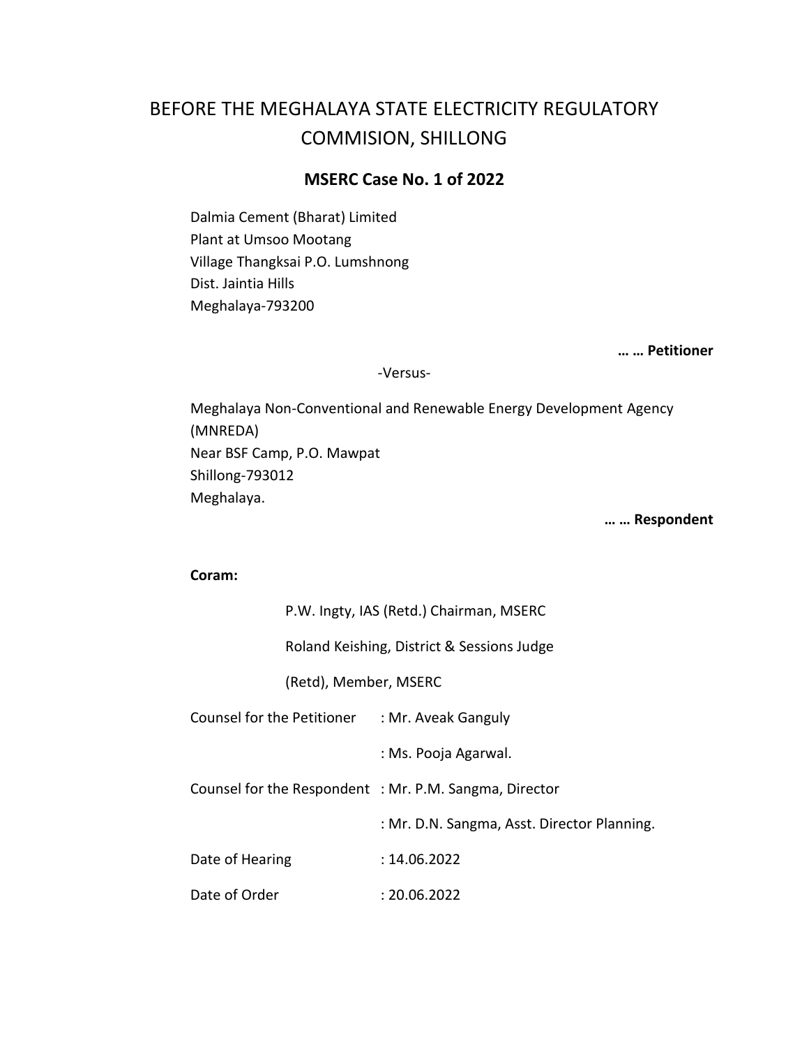# BEFORE THE MEGHALAYA STATE ELECTRICITY REGULATORY COMMISION, SHILLONG

## MSERC Case No. 1 of 2022

Dalmia Cement (Bharat) Limited
Plant at Umsoo Mootang
Village Thangksai P.O. Lumshnong
Dist. Jaintia Hills
Meghalaya-793200

**… … Petitioner**

-Versus-

Meghalaya Non-Conventional and Renewable Energy Development Agency (MNREDA)
Near BSF Camp, P.O. Mawpat
Shillong-793012
Meghalaya.

**… … Respondent**

**Coram:**

P.W. Ingty, IAS (Retd.) Chairman, MSERC

Roland Keishing, District & Sessions Judge (Retd), Member, MSERC

| | |
|---|---|
| Counsel for the Petitioner | : Mr. Aveak Ganguly |
| | : Ms. Pooja Agarwal. |
| Counsel for the Respondent | : Mr. P.M. Sangma, Director |
| | : Mr. D.N. Sangma, Asst. Director Planning. |
| Date of Hearing | : 14.06.2022 |
| Date of Order | : 20.06.2022 |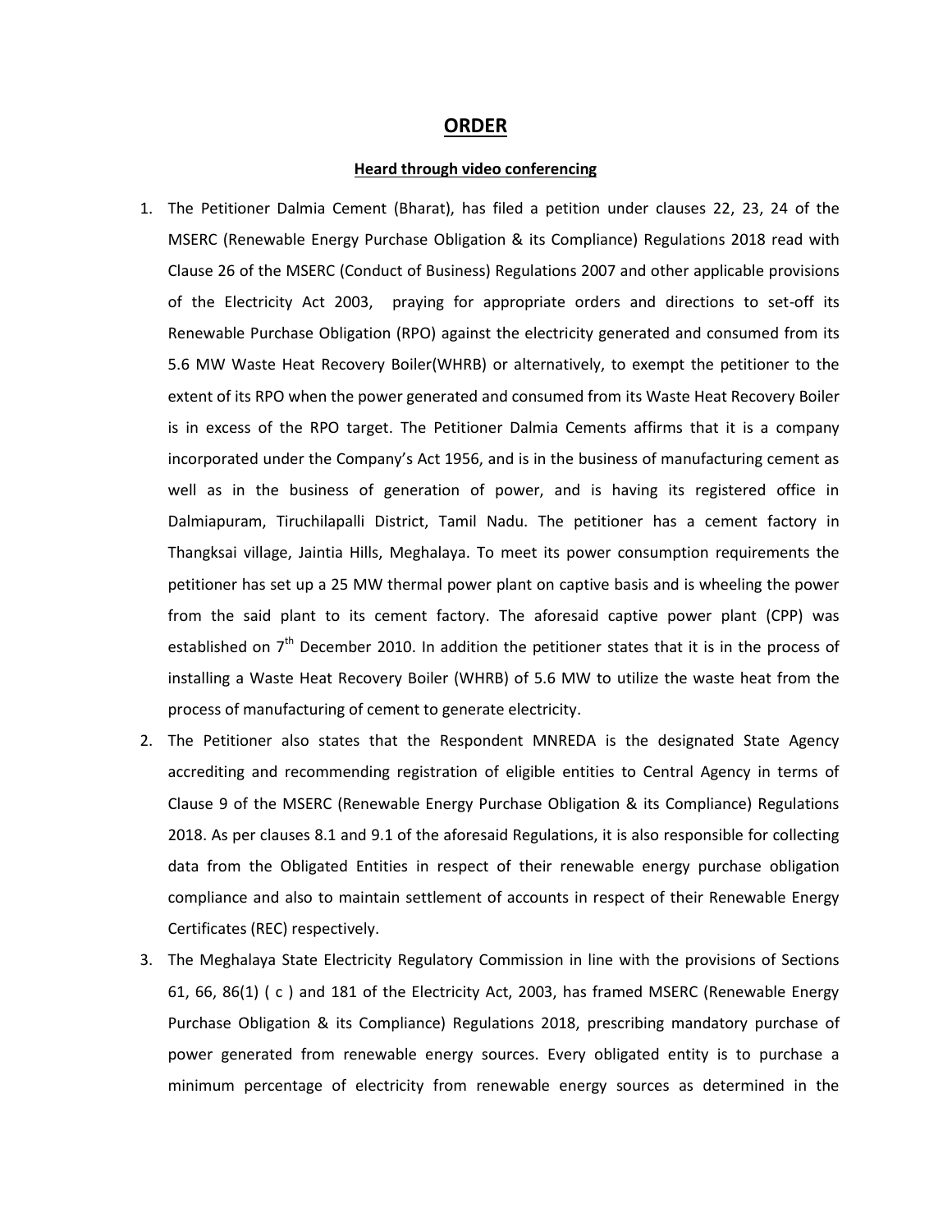## ORDER

### Heard through video conferencing

1. The Petitioner Dalmia Cement (Bharat), has filed a petition under clauses 22, 23, 24 of the MSERC (Renewable Energy Purchase Obligation & its Compliance) Regulations 2018 read with Clause 26 of the MSERC (Conduct of Business) Regulations 2007 and other applicable provisions of the Electricity Act 2003, praying for appropriate orders and directions to set-off its Renewable Purchase Obligation (RPO) against the electricity generated and consumed from its 5.6 MW Waste Heat Recovery Boiler(WHRB) or alternatively, to exempt the petitioner to the extent of its RPO when the power generated and consumed from its Waste Heat Recovery Boiler is in excess of the RPO target. The Petitioner Dalmia Cements affirms that it is a company incorporated under the Company's Act 1956, and is in the business of manufacturing cement as well as in the business of generation of power, and is having its registered office in Dalmiapuram, Tiruchilapalli District, Tamil Nadu. The petitioner has a cement factory in Thangksai village, Jaintia Hills, Meghalaya. To meet its power consumption requirements the petitioner has set up a 25 MW thermal power plant on captive basis and is wheeling the power from the said plant to its cement factory. The aforesaid captive power plant (CPP) was established on 7th December 2010. In addition the petitioner states that it is in the process of installing a Waste Heat Recovery Boiler (WHRB) of 5.6 MW to utilize the waste heat from the process of manufacturing of cement to generate electricity.
2. The Petitioner also states that the Respondent MNREDA is the designated State Agency accrediting and recommending registration of eligible entities to Central Agency in terms of Clause 9 of the MSERC (Renewable Energy Purchase Obligation & its Compliance) Regulations 2018. As per clauses 8.1 and 9.1 of the aforesaid Regulations, it is also responsible for collecting data from the Obligated Entities in respect of their renewable energy purchase obligation compliance and also to maintain settlement of accounts in respect of their Renewable Energy Certificates (REC) respectively.
3. The Meghalaya State Electricity Regulatory Commission in line with the provisions of Sections 61, 66, 86(1) ( c ) and 181 of the Electricity Act, 2003, has framed MSERC (Renewable Energy Purchase Obligation & its Compliance) Regulations 2018, prescribing mandatory purchase of power generated from renewable energy sources. Every obligated entity is to purchase a minimum percentage of electricity from renewable energy sources as determined in the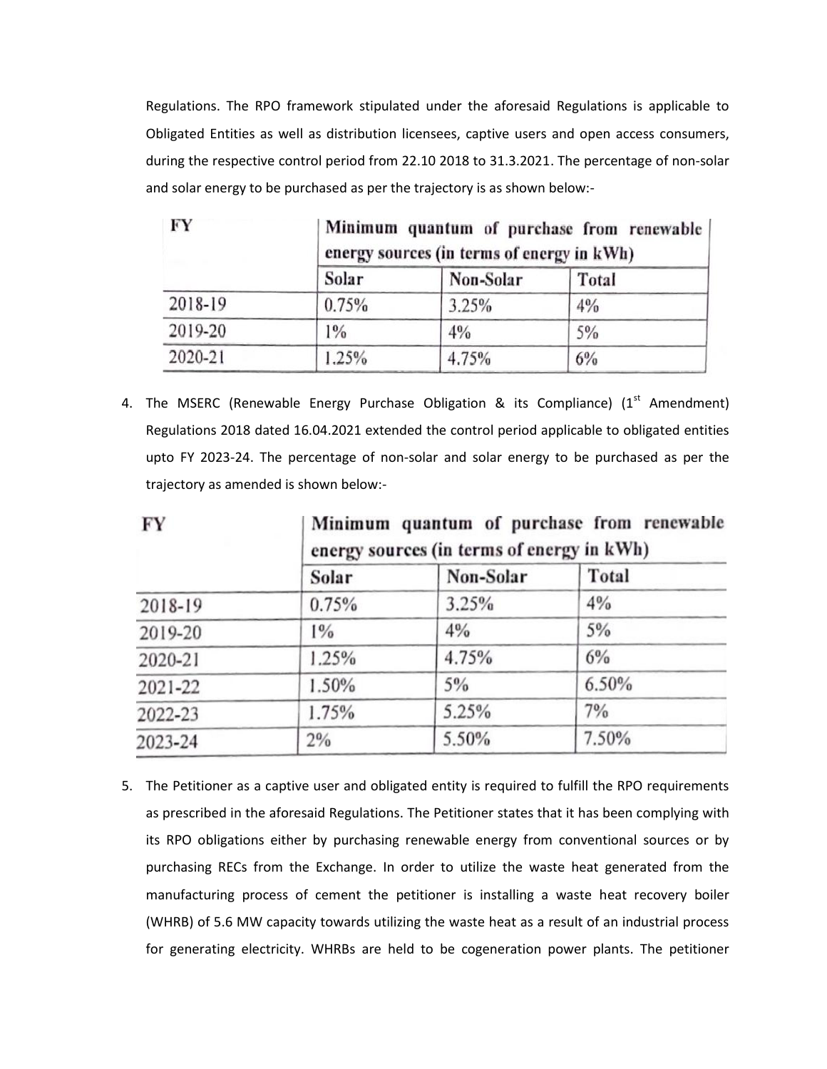Regulations. The RPO framework stipulated under the aforesaid Regulations is applicable to Obligated Entities as well as distribution licensees, captive users and open access consumers, during the respective control period from 22.10 2018 to 31.3.2021. The percentage of non-solar and solar energy to be purchased as per the trajectory is as shown below:-

| FY | Minimum quantum of purchase from renewable energy sources (in terms of energy in kWh) | | |
|---|---|---|---|
| | Solar | Non-Solar | Total |
| 2018-19 | 0.75% | 3.25% | 4% |
| 2019-20 | 1% | 4% | 5% |
| 2020-21 | 1.25% | 4.75% | 6% |

4. The MSERC (Renewable Energy Purchase Obligation & its Compliance) (1st Amendment) Regulations 2018 dated 16.04.2021 extended the control period applicable to obligated entities upto FY 2023-24. The percentage of non-solar and solar energy to be purchased as per the trajectory as amended is shown below:-

| FY | Minimum quantum of purchase from renewable energy sources (in terms of energy in kWh) | | |
|---|---|---|---|
| | Solar | Non-Solar | Total |
| 2018-19 | 0.75% | 3.25% | 4% |
| 2019-20 | 1% | 4% | 5% |
| 2020-21 | 1.25% | 4.75% | 6% |
| 2021-22 | 1.50% | 5% | 6.50% |
| 2022-23 | 1.75% | 5.25% | 7% |
| 2023-24 | 2% | 5.50% | 7.50% |

5. The Petitioner as a captive user and obligated entity is required to fulfill the RPO requirements as prescribed in the aforesaid Regulations. The Petitioner states that it has been complying with its RPO obligations either by purchasing renewable energy from conventional sources or by purchasing RECs from the Exchange. In order to utilize the waste heat generated from the manufacturing process of cement the petitioner is installing a waste heat recovery boiler (WHRB) of 5.6 MW capacity towards utilizing the waste heat as a result of an industrial process for generating electricity. WHRBs are held to be cogeneration power plants. The petitioner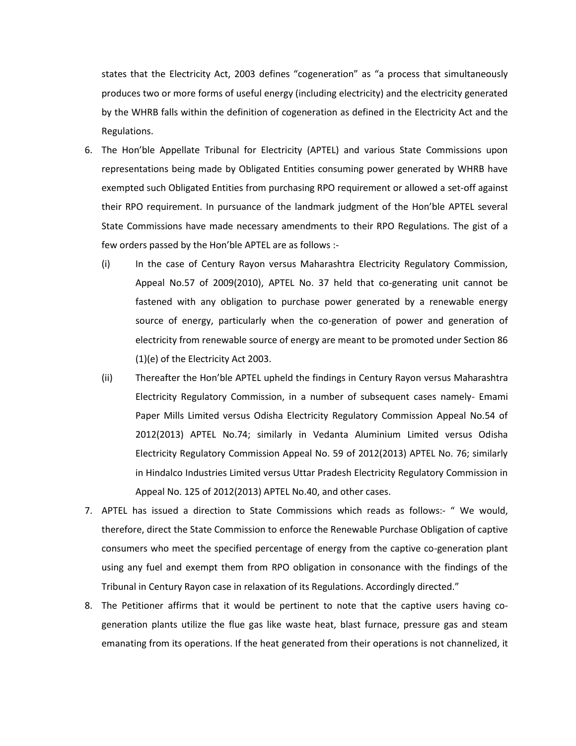states that the Electricity Act, 2003 defines "cogeneration" as "a process that simultaneously produces two or more forms of useful energy (including electricity) and the electricity generated by the WHRB falls within the definition of cogeneration as defined in the Electricity Act and the Regulations.

6. The Hon'ble Appellate Tribunal for Electricity (APTEL) and various State Commissions upon representations being made by Obligated Entities consuming power generated by WHRB have exempted such Obligated Entities from purchasing RPO requirement or allowed a set-off against their RPO requirement. In pursuance of the landmark judgment of the Hon'ble APTEL several State Commissions have made necessary amendments to their RPO Regulations. The gist of a few orders passed by the Hon'ble APTEL are as follows :-
   - (i) In the case of Century Rayon versus Maharashtra Electricity Regulatory Commission, Appeal No.57 of 2009(2010), APTEL No. 37 held that co-generating unit cannot be fastened with any obligation to purchase power generated by a renewable energy source of energy, particularly when the co-generation of power and generation of electricity from renewable source of energy are meant to be promoted under Section 86 (1)(e) of the Electricity Act 2003.
   - (ii) Thereafter the Hon'ble APTEL upheld the findings in Century Rayon versus Maharashtra Electricity Regulatory Commission, in a number of subsequent cases namely- Emami Paper Mills Limited versus Odisha Electricity Regulatory Commission Appeal No.54 of 2012(2013) APTEL No.74; similarly in Vedanta Aluminium Limited versus Odisha Electricity Regulatory Commission Appeal No. 59 of 2012(2013) APTEL No. 76; similarly in Hindalco Industries Limited versus Uttar Pradesh Electricity Regulatory Commission in Appeal No. 125 of 2012(2013) APTEL No.40, and other cases.
7. APTEL has issued a direction to State Commissions which reads as follows:- " We would, therefore, direct the State Commission to enforce the Renewable Purchase Obligation of captive consumers who meet the specified percentage of energy from the captive co-generation plant using any fuel and exempt them from RPO obligation in consonance with the findings of the Tribunal in Century Rayon case in relaxation of its Regulations. Accordingly directed."
8. The Petitioner affirms that it would be pertinent to note that the captive users having co-generation plants utilize the flue gas like waste heat, blast furnace, pressure gas and steam emanating from its operations. If the heat generated from their operations is not channelized, it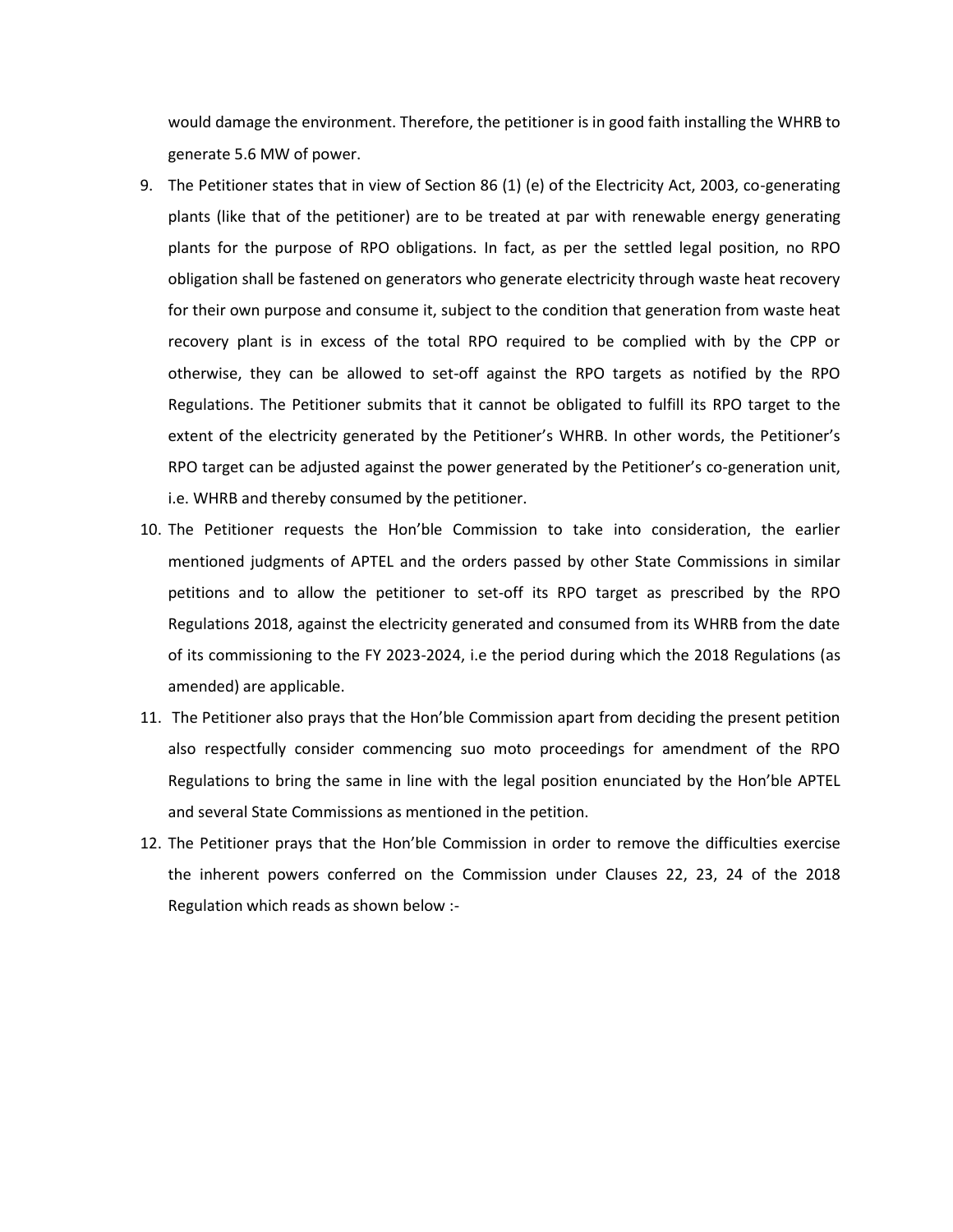would damage the environment. Therefore, the petitioner is in good faith installing the WHRB to generate 5.6 MW of power.

9. The Petitioner states that in view of Section 86 (1) (e) of the Electricity Act, 2003, co-generating plants (like that of the petitioner) are to be treated at par with renewable energy generating plants for the purpose of RPO obligations. In fact, as per the settled legal position, no RPO obligation shall be fastened on generators who generate electricity through waste heat recovery for their own purpose and consume it, subject to the condition that generation from waste heat recovery plant is in excess of the total RPO required to be complied with by the CPP or otherwise, they can be allowed to set-off against the RPO targets as notified by the RPO Regulations. The Petitioner submits that it cannot be obligated to fulfill its RPO target to the extent of the electricity generated by the Petitioner's WHRB. In other words, the Petitioner's RPO target can be adjusted against the power generated by the Petitioner's co-generation unit, i.e. WHRB and thereby consumed by the petitioner.
10. The Petitioner requests the Hon'ble Commission to take into consideration, the earlier mentioned judgments of APTEL and the orders passed by other State Commissions in similar petitions and to allow the petitioner to set-off its RPO target as prescribed by the RPO Regulations 2018, against the electricity generated and consumed from its WHRB from the date of its commissioning to the FY 2023-2024, i.e the period during which the 2018 Regulations (as amended) are applicable.
11. The Petitioner also prays that the Hon'ble Commission apart from deciding the present petition also respectfully consider commencing suo moto proceedings for amendment of the RPO Regulations to bring the same in line with the legal position enunciated by the Hon'ble APTEL and several State Commissions as mentioned in the petition.
12. The Petitioner prays that the Hon'ble Commission in order to remove the difficulties exercise the inherent powers conferred on the Commission under Clauses 22, 23, 24 of the 2018 Regulation which reads as shown below :-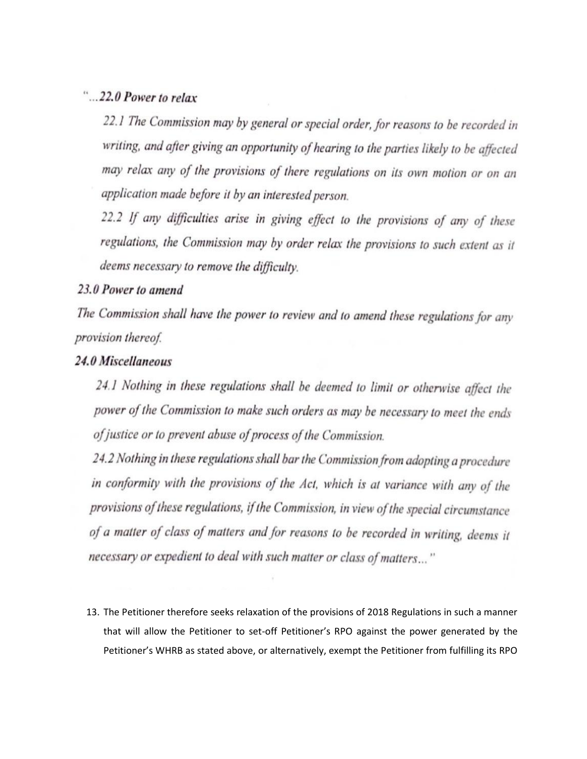"...*22.0 Power to relax*

> *22.1 The Commission may by general or special order, for reasons to be recorded in writing, and after giving an opportunity of hearing to the parties likely to be affected may relax any of the provisions of there regulations on its own motion or on an application made before it by an interested person.*
>
> *22.2 If any difficulties arise in giving effect to the provisions of any of these regulations, the Commission may by order relax the provisions to such extent as it deems necessary to remove the difficulty.*

*23.0 Power to amend*

*The Commission shall have the power to review and to amend these regulations for any provision thereof.*

*24.0 Miscellaneous*

> *24.1 Nothing in these regulations shall be deemed to limit or otherwise affect the power of the Commission to make such orders as may be necessary to meet the ends of justice or to prevent abuse of process of the Commission.*
>
> *24.2 Nothing in these regulations shall bar the Commission from adopting a procedure in conformity with the provisions of the Act, which is at variance with any of the provisions of these regulations, if the Commission, in view of the special circumstance of a matter of class of matters and for reasons to be recorded in writing, deems it necessary or expedient to deal with such matter or class of matters..."*

13. The Petitioner therefore seeks relaxation of the provisions of 2018 Regulations in such a manner that will allow the Petitioner to set-off Petitioner's RPO against the power generated by the Petitioner's WHRB as stated above, or alternatively, exempt the Petitioner from fulfilling its RPO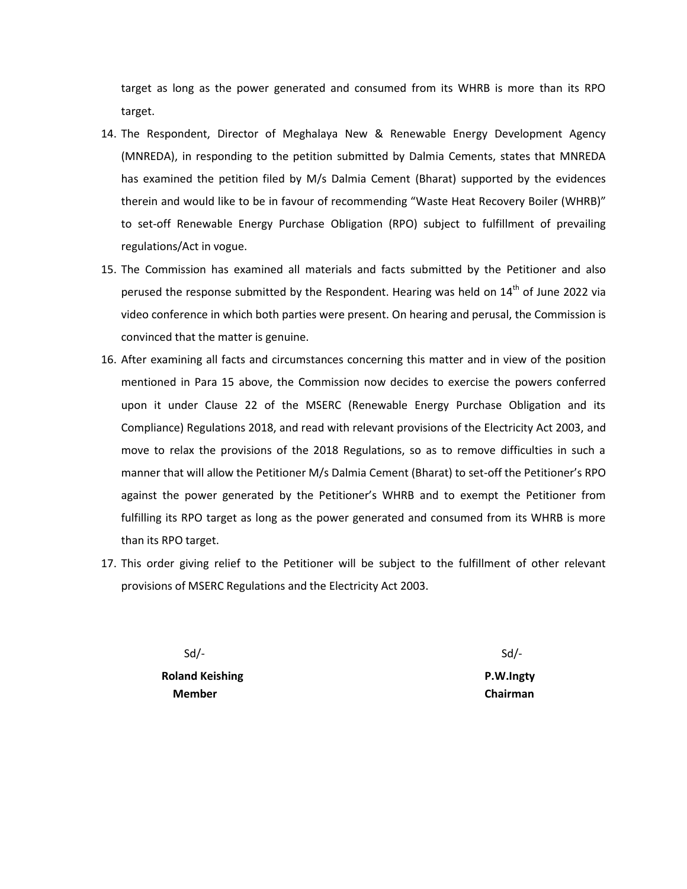target as long as the power generated and consumed from its WHRB is more than its RPO target.

14. The Respondent, Director of Meghalaya New & Renewable Energy Development Agency (MNREDA), in responding to the petition submitted by Dalmia Cements, states that MNREDA has examined the petition filed by M/s Dalmia Cement (Bharat) supported by the evidences therein and would like to be in favour of recommending "Waste Heat Recovery Boiler (WHRB)" to set-off Renewable Energy Purchase Obligation (RPO) subject to fulfillment of prevailing regulations/Act in vogue.
15. The Commission has examined all materials and facts submitted by the Petitioner and also perused the response submitted by the Respondent. Hearing was held on 14th of June 2022 via video conference in which both parties were present. On hearing and perusal, the Commission is convinced that the matter is genuine.
16. After examining all facts and circumstances concerning this matter and in view of the position mentioned in Para 15 above, the Commission now decides to exercise the powers conferred upon it under Clause 22 of the MSERC (Renewable Energy Purchase Obligation and its Compliance) Regulations 2018, and read with relevant provisions of the Electricity Act 2003, and move to relax the provisions of the 2018 Regulations, so as to remove difficulties in such a manner that will allow the Petitioner M/s Dalmia Cement (Bharat) to set-off the Petitioner's RPO against the power generated by the Petitioner's WHRB and to exempt the Petitioner from fulfilling its RPO target as long as the power generated and consumed from its WHRB is more than its RPO target.
17. This order giving relief to the Petitioner will be subject to the fulfillment of other relevant provisions of MSERC Regulations and the Electricity Act 2003.

Sd/-

**Roland Keishing**
**Member**

Sd/-

**P.W.Ingty**
**Chairman**